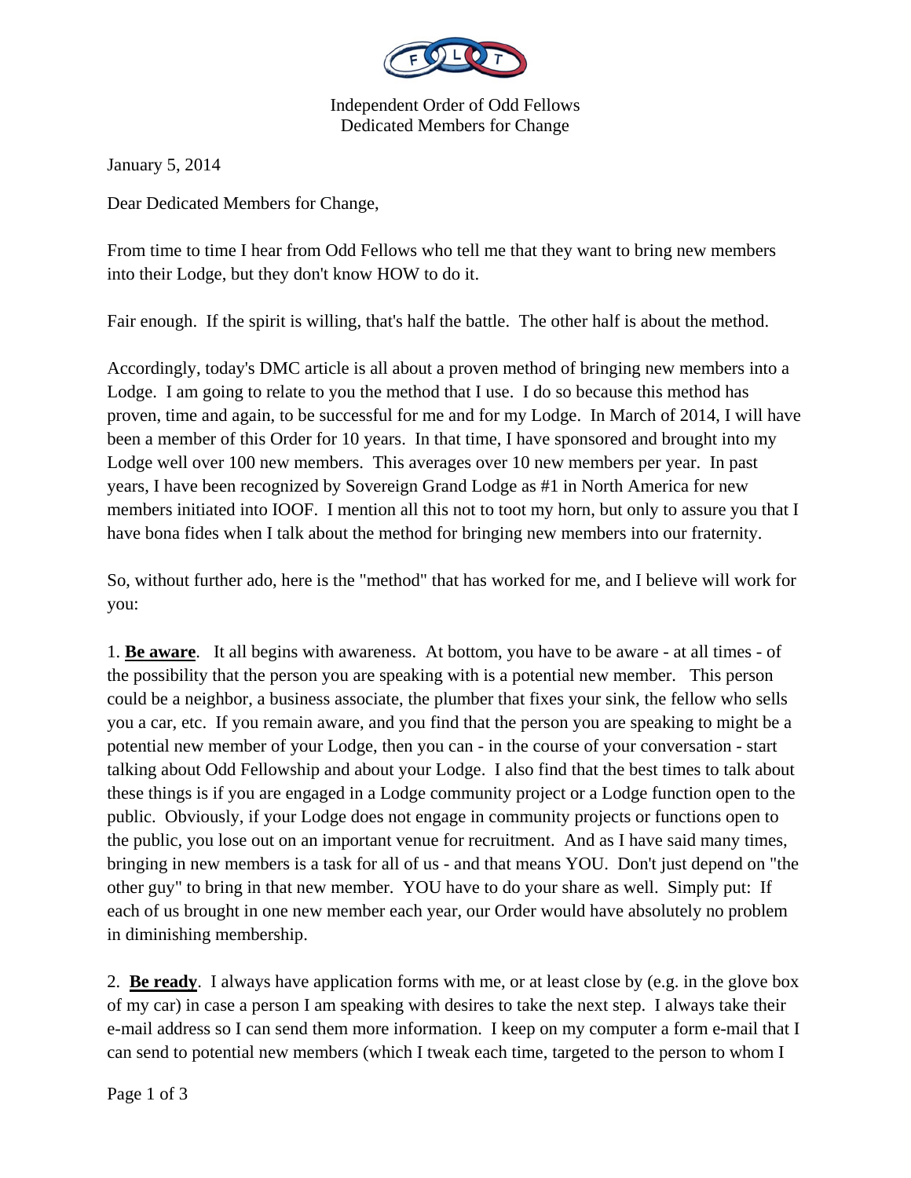Independent Order of Odd Fellows
Dedicated Members for Change

January 5, 2014

Dear Dedicated Members for Change,

From time to time I hear from Odd Fellows who tell me that they want to bring new members into their Lodge, but they don't know HOW to do it.

Fair enough. If the spirit is willing, that's half the battle. The other half is about the method.

Accordingly, today's DMC article is all about a proven method of bringing new members into a Lodge. I am going to relate to you the method that I use. I do so because this method has proven, time and again, to be successful for me and for my Lodge. In March of 2014, I will have been a member of this Order for 10 years. In that time, I have sponsored and brought into my Lodge well over 100 new members. This averages over 10 new members per year. In past years, I have been recognized by Sovereign Grand Lodge as #1 in North America for new members initiated into IOOF. I mention all this not to toot my horn, but only to assure you that I have bona fides when I talk about the method for bringing new members into our fraternity.

So, without further ado, here is the "method" that has worked for me, and I believe will work for you:

1. **<u>Be aware</u>**. It all begins with awareness. At bottom, you have to be aware - at all times - of the possibility that the person you are speaking with is a potential new member. This person could be a neighbor, a business associate, the plumber that fixes your sink, the fellow who sells you a car, etc. If you remain aware, and you find that the person you are speaking to might be a potential new member of your Lodge, then you can - in the course of your conversation - start talking about Odd Fellowship and about your Lodge. I also find that the best times to talk about these things is if you are engaged in a Lodge community project or a Lodge function open to the public. Obviously, if your Lodge does not engage in community projects or functions open to the public, you lose out on an important venue for recruitment. And as I have said many times, bringing in new members is a task for all of us - and that means YOU. Don't just depend on "the other guy" to bring in that new member. YOU have to do your share as well. Simply put: If each of us brought in one new member each year, our Order would have absolutely no problem in diminishing membership.

2. **<u>Be ready</u>**. I always have application forms with me, or at least close by (e.g. in the glove box of my car) in case a person I am speaking with desires to take the next step. I always take their e-mail address so I can send them more information. I keep on my computer a form e-mail that I can send to potential new members (which I tweak each time, targeted to the person to whom I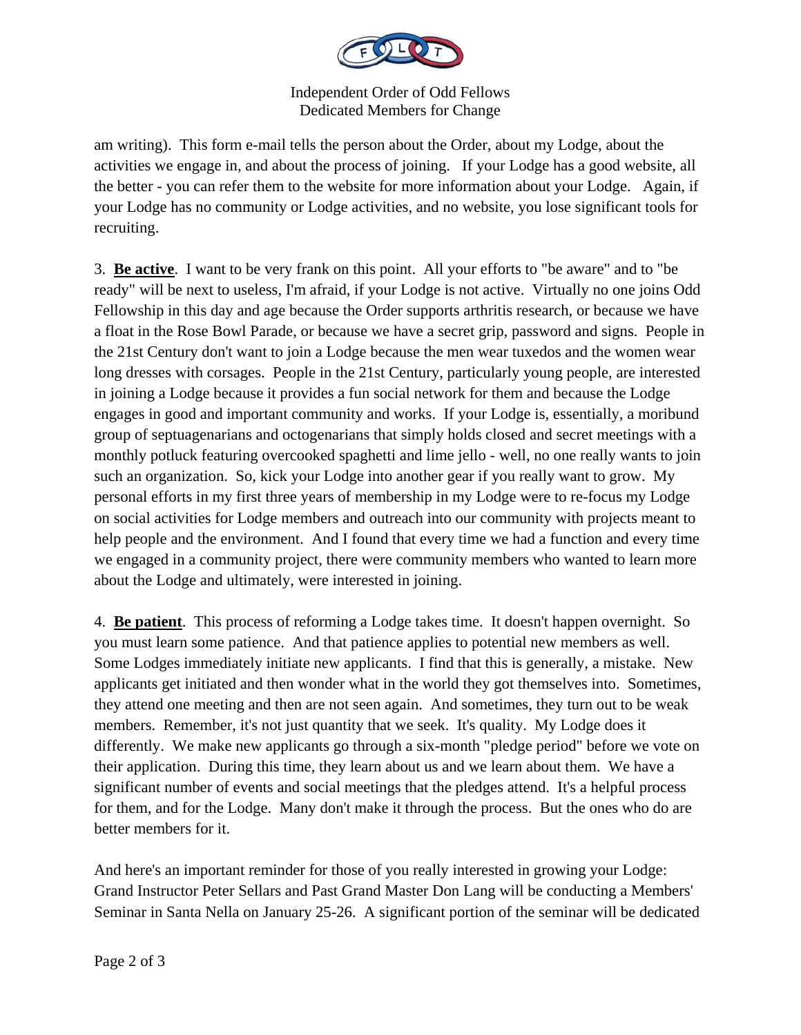am writing). This form e-mail tells the person about the Order, about my Lodge, about the activities we engage in, and about the process of joining. If your Lodge has a good website, all the better - you can refer them to the website for more information about your Lodge. Again, if your Lodge has no community or Lodge activities, and no website, you lose significant tools for recruiting.

3. **Be active**. I want to be very frank on this point. All your efforts to "be aware" and to "be ready" will be next to useless, I'm afraid, if your Lodge is not active. Virtually no one joins Odd Fellowship in this day and age because the Order supports arthritis research, or because we have a float in the Rose Bowl Parade, or because we have a secret grip, password and signs. People in the 21st Century don't want to join a Lodge because the men wear tuxedos and the women wear long dresses with corsages. People in the 21st Century, particularly young people, are interested in joining a Lodge because it provides a fun social network for them and because the Lodge engages in good and important community and works. If your Lodge is, essentially, a moribund group of septuagenarians and octogenarians that simply holds closed and secret meetings with a monthly potluck featuring overcooked spaghetti and lime jello - well, no one really wants to join such an organization. So, kick your Lodge into another gear if you really want to grow. My personal efforts in my first three years of membership in my Lodge were to re-focus my Lodge on social activities for Lodge members and outreach into our community with projects meant to help people and the environment. And I found that every time we had a function and every time we engaged in a community project, there were community members who wanted to learn more about the Lodge and ultimately, were interested in joining.

4. **Be patient**. This process of reforming a Lodge takes time. It doesn't happen overnight. So you must learn some patience. And that patience applies to potential new members as well. Some Lodges immediately initiate new applicants. I find that this is generally, a mistake. New applicants get initiated and then wonder what in the world they got themselves into. Sometimes, they attend one meeting and then are not seen again. And sometimes, they turn out to be weak members. Remember, it's not just quantity that we seek. It's quality. My Lodge does it differently. We make new applicants go through a six-month "pledge period" before we vote on their application. During this time, they learn about us and we learn about them. We have a significant number of events and social meetings that the pledges attend. It's a helpful process for them, and for the Lodge. Many don't make it through the process. But the ones who do are better members for it.

And here's an important reminder for those of you really interested in growing your Lodge: Grand Instructor Peter Sellars and Past Grand Master Don Lang will be conducting a Members' Seminar in Santa Nella on January 25-26. A significant portion of the seminar will be dedicated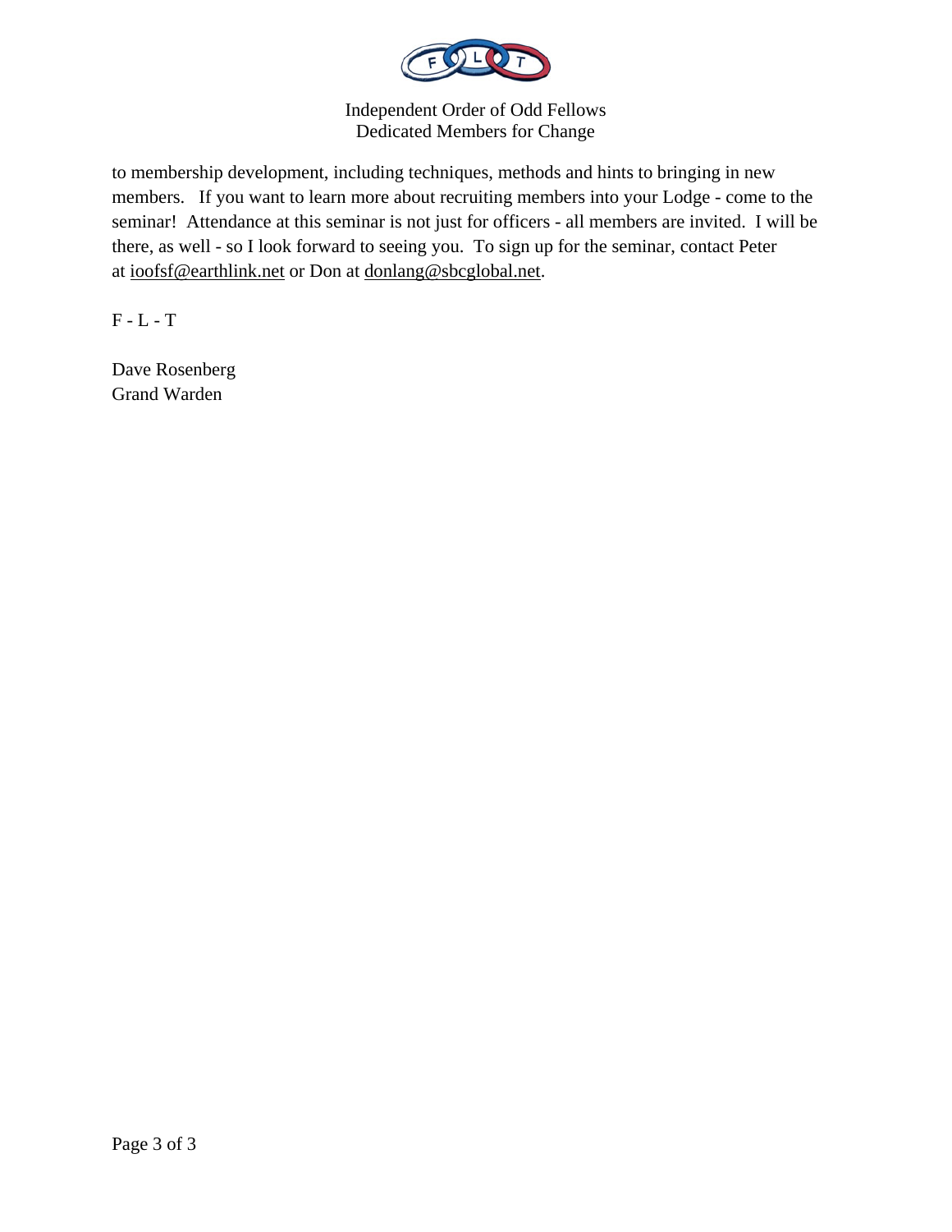to membership development, including techniques, methods and hints to bringing in new members. If you want to learn more about recruiting members into your Lodge - come to the seminar! Attendance at this seminar is not just for officers - all members are invited. I will be there, as well - so I look forward to seeing you. To sign up for the seminar, contact Peter at ioofsf@earthlink.net or Don at donlang@sbcglobal.net.

F - L - T

Dave Rosenberg
Grand Warden